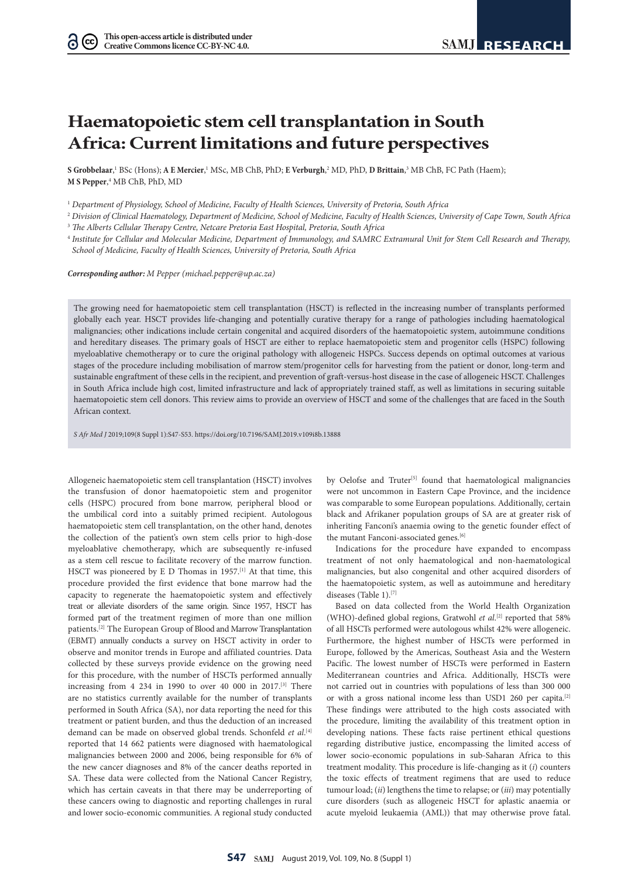# Haematopoietic stem cell transplantation in South Africa: Current limitations and future perspectives

**S Grobbelaar**,[1] BSc (Hons); **A E Mercier**,[1] MSc, MB ChB, PhD; **E Verburgh**,[2] MD, PhD, **D Brittain**,[3] MB ChB, FC Path (Haem); **M S Pepper**,[4] MB ChB, PhD, MD

[1] *Department of Physiology, School of Medicine, Faculty of Health Sciences, University of Pretoria, South Africa*

[2] *Division of Clinical Haematology, Department of Medicine, School of Medicine, Faculty of Health Sciences, University of Cape Town, South Africa*

[3] *The Alberts Cellular Therapy Centre, Netcare Pretoria East Hospital, Pretoria, South Africa*

[4] *Institute for Cellular and Molecular Medicine, Department of Immunology, and SAMRC Extramural Unit for Stem Cell Research and Therapy, School of Medicine, Faculty of Health Sciences, University of Pretoria, South Africa*

***Corresponding author:*** *M Pepper (michael.pepper@up.ac.za)*

The growing need for haematopoietic stem cell transplantation (HSCT) is reflected in the increasing number of transplants performed globally each year. HSCT provides life-changing and potentially curative therapy for a range of pathologies including haematological malignancies; other indications include certain congenital and acquired disorders of the haematopoietic system, autoimmune conditions and hereditary diseases. The primary goals of HSCT are either to replace haematopoietic stem and progenitor cells (HSPC) following myeloablative chemotherapy or to cure the original pathology with allogeneic HSPCs. Success depends on optimal outcomes at various stages of the procedure including mobilisation of marrow stem/progenitor cells for harvesting from the patient or donor, long-term and sustainable engraftment of these cells in the recipient, and prevention of graft-versus-host disease in the case of allogeneic HSCT. Challenges in South Africa include high cost, limited infrastructure and lack of appropriately trained staff, as well as limitations in securing suitable haematopoietic stem cell donors. This review aims to provide an overview of HSCT and some of the challenges that are faced in the South African context.

*S Afr Med J* 2019;109(8 Suppl 1):S47-S53. https://doi.org/10.7196/SAMJ.2019.v109i8b.13888

Allogeneic haematopoietic stem cell transplantation (HSCT) involves the transfusion of donor haematopoietic stem and progenitor cells (HSPC) procured from bone marrow, peripheral blood or the umbilical cord into a suitably primed recipient. Autologous haematopoietic stem cell transplantation, on the other hand, denotes the collection of the patient's own stem cells prior to high-dose myeloablative chemotherapy, which are subsequently re-infused as a stem cell rescue to facilitate recovery of the marrow function. HSCT was pioneered by E D Thomas in 1957.[1] At that time, this procedure provided the first evidence that bone marrow had the capacity to regenerate the haematopoietic system and effectively treat or alleviate disorders of the same origin. Since 1957, HSCT has formed part of the treatment regimen of more than one million patients.[2] The European Group of Blood and Marrow Transplantation (EBMT) annually conducts a survey on HSCT activity in order to observe and monitor trends in Europe and affiliated countries. Data collected by these surveys provide evidence on the growing need for this procedure, with the number of HSCTs performed annually increasing from 4 234 in 1990 to over 40 000 in 2017.[3] There are no statistics currently available for the number of transplants performed in South Africa (SA), nor data reporting the need for this treatment or patient burden, and thus the deduction of an increased demand can be made on observed global trends. Schonfeld *et al*.[4] reported that 14 662 patients were diagnosed with haematological malignancies between 2000 and 2006, being responsible for 6% of the new cancer diagnoses and 8% of the cancer deaths reported in SA. These data were collected from the National Cancer Registry, which has certain caveats in that there may be underreporting of these cancers owing to diagnostic and reporting challenges in rural and lower socio-economic communities. A regional study conducted by Oelofse and Truter[5] found that haematological malignancies were not uncommon in Eastern Cape Province, and the incidence was comparable to some European populations. Additionally, certain black and Afrikaner population groups of SA are at greater risk of inheriting Fanconi's anaemia owing to the genetic founder effect of the mutant Fanconi-associated genes.[6]

Indications for the procedure have expanded to encompass treatment of not only haematological and non-haematological malignancies, but also congenital and other acquired disorders of the haematopoietic system, as well as autoimmune and hereditary diseases (Table 1).[7]

Based on data collected from the World Health Organization (WHO)-defined global regions, Gratwohl *et al*.[2] reported that 58% of all HSCTs performed were autologous whilst 42% were allogeneic. Furthermore, the highest number of HSCTs were performed in Europe, followed by the Americas, Southeast Asia and the Western Pacific. The lowest number of HSCTs were performed in Eastern Mediterranean countries and Africa. Additionally, HSCTs were not carried out in countries with populations of less than 300 000 or with a gross national income less than USD1 260 per capita.[2] These findings were attributed to the high costs associated with the procedure, limiting the availability of this treatment option in developing nations. These facts raise pertinent ethical questions regarding distributive justice, encompassing the limited access of lower socio-economic populations in sub-Saharan Africa to this treatment modality. This procedure is life-changing as it (*i*) counters the toxic effects of treatment regimens that are used to reduce tumour load; (*ii*) lengthens the time to relapse; or (*iii*) may potentially cure disorders (such as allogeneic HSCT for aplastic anaemia or acute myeloid leukaemia (AML)) that may otherwise prove fatal.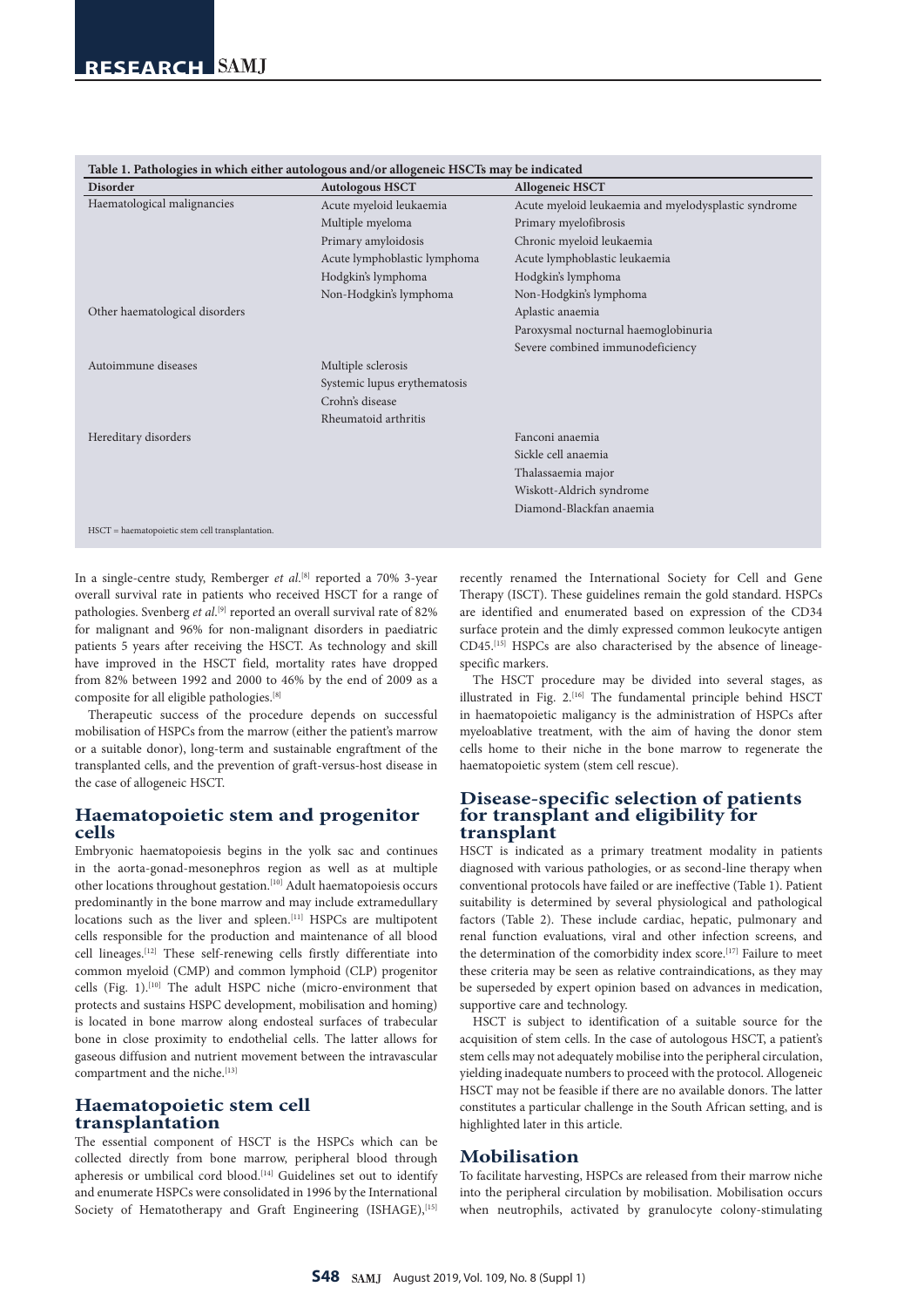**Table 1. Pathologies in which either autologous and/or allogeneic HSCTs may be indicated**

| Disorder | Autologous HSCT | Allogeneic HSCT |
|---|---|---|
| Haematological malignancies | Acute myeloid leukaemia | Acute myeloid leukaemia and myelodysplastic syndrome |
| | Multiple myeloma | Primary myelofibrosis |
| | Primary amyloidosis | Chronic myeloid leukaemia |
| | Acute lymphoblastic lymphoma | Acute lymphoblastic leukaemia |
| | Hodgkin's lymphoma | Hodgkin's lymphoma |
| | Non-Hodgkin's lymphoma | Non-Hodgkin's lymphoma |
| Other haematological disorders | | Aplastic anaemia |
| | | Paroxysmal nocturnal haemoglobinuria |
| | | Severe combined immunodeficiency |
| Autoimmune diseases | Multiple sclerosis | |
| | Systemic lupus erythematosis | |
| | Crohn's disease | |
| | Rheumatoid arthritis | |
| Hereditary disorders | | Fanconi anaemia |
| | | Sickle cell anaemia |
| | | Thalassaemia major |
| | | Wiskott-Aldrich syndrome |
| | | Diamond-Blackfan anaemia |

HSCT = haematopoietic stem cell transplantation.

In a single-centre study, Remberger *et al*.[8] reported a 70% 3-year overall survival rate in patients who received HSCT for a range of pathologies. Svenberg *et al*.[9] reported an overall survival rate of 82% for malignant and 96% for non-malignant disorders in paediatric patients 5 years after receiving the HSCT. As technology and skill have improved in the HSCT field, mortality rates have dropped from 82% between 1992 and 2000 to 46% by the end of 2009 as a composite for all eligible pathologies.[8]

Therapeutic success of the procedure depends on successful mobilisation of HSPCs from the marrow (either the patient's marrow or a suitable donor), long-term and sustainable engraftment of the transplanted cells, and the prevention of graft-versus-host disease in the case of allogeneic HSCT.

## Haematopoietic stem and progenitor cells

Embryonic haematopoiesis begins in the yolk sac and continues in the aorta-gonad-mesonephros region as well as at multiple other locations throughout gestation.[10] Adult haematopoiesis occurs predominantly in the bone marrow and may include extramedullary locations such as the liver and spleen.[11] HSPCs are multipotent cells responsible for the production and maintenance of all blood cell lineages.[12] These self-renewing cells firstly differentiate into common myeloid (CMP) and common lymphoid (CLP) progenitor cells (Fig. 1).[10] The adult HSPC niche (micro-environment that protects and sustains HSPC development, mobilisation and homing) is located in bone marrow along endosteal surfaces of trabecular bone in close proximity to endothelial cells. The latter allows for gaseous diffusion and nutrient movement between the intravascular compartment and the niche.[13]

## Haematopoietic stem cell transplantation

The essential component of HSCT is the HSPCs which can be collected directly from bone marrow, peripheral blood through apheresis or umbilical cord blood.[14] Guidelines set out to identify and enumerate HSPCs were consolidated in 1996 by the International Society of Hematotherapy and Graft Engineering (ISHAGE),[15] recently renamed the International Society for Cell and Gene Therapy (ISCT). These guidelines remain the gold standard. HSPCs are identified and enumerated based on expression of the CD34 surface protein and the dimly expressed common leukocyte antigen CD45.[15] HSPCs are also characterised by the absence of lineage-specific markers.

The HSCT procedure may be divided into several stages, as illustrated in Fig. 2.[16] The fundamental principle behind HSCT in haematopoietic maligancy is the administration of HSPCs after myeloablative treatment, with the aim of having the donor stem cells home to their niche in the bone marrow to regenerate the haematopoietic system (stem cell rescue).

## Disease-specific selection of patients for transplant and eligibility for transplant

HSCT is indicated as a primary treatment modality in patients diagnosed with various pathologies, or as second-line therapy when conventional protocols have failed or are ineffective (Table 1). Patient suitability is determined by several physiological and pathological factors (Table 2). These include cardiac, hepatic, pulmonary and renal function evaluations, viral and other infection screens, and the determination of the comorbidity index score.[17] Failure to meet these criteria may be seen as relative contraindications, as they may be superseded by expert opinion based on advances in medication, supportive care and technology.

HSCT is subject to identification of a suitable source for the acquisition of stem cells. In the case of autologous HSCT, a patient's stem cells may not adequately mobilise into the peripheral circulation, yielding inadequate numbers to proceed with the protocol. Allogeneic HSCT may not be feasible if there are no available donors. The latter constitutes a particular challenge in the South African setting, and is highlighted later in this article.

## Mobilisation

To facilitate harvesting, HSPCs are released from their marrow niche into the peripheral circulation by mobilisation. Mobilisation occurs when neutrophils, activated by granulocyte colony-stimulating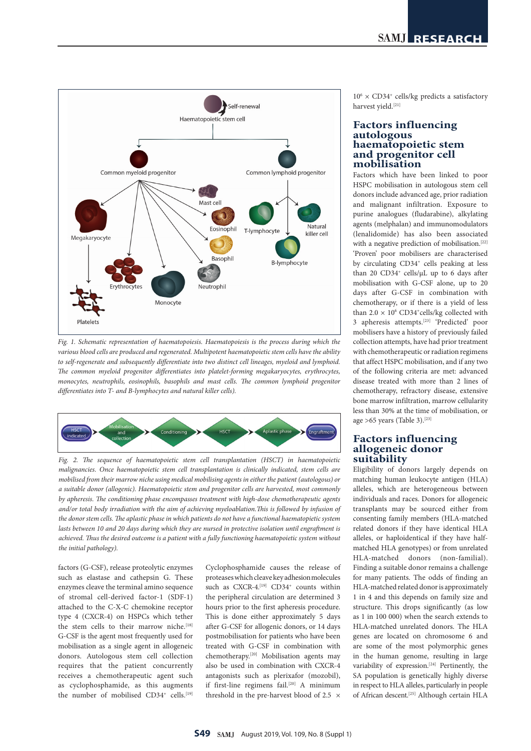Fig. 1. *Schematic representation of haematopoiesis. Haematopoiesis is the process during which the various blood cells are produced and regenerated. Multipotent haematopoietic stem cells have the ability to self-regenerate and subsequently differentiate into two distinct cell lineages, myeloid and lymphoid. The common myeloid progenitor differentiates into platelet-forming megakaryocytes, erythrocytes, monocytes, neutrophils, eosinophils, basophils and mast cells. The common lymphoid progenitor differentiates into T- and B-lymphocytes and natural killer cells).*

Fig. 2. *The sequence of haematopoietic stem cell transplantation (HSCT) in haematopoietic malignancies. Once haematopoietic stem cell transplantation is clinically indicated, stem cells are mobilised from their marrow niche using medical mobilising agents in either the patient (autologous) or a suitable donor (allogenic). Haematopoietic stem and progenitor cells are harvested, most commonly by apheresis. The conditioning phase encompasses treatment with high-dose chemotherapeutic agents and/or total body irradiation with the aim of achieving myeloablation. This is followed by infusion of the donor stem cells. The aplastic phase in which patients do not have a functional haematopoietic system lasts between 10 and 20 days during which they are nursed in protective isolation until engraftment is achieved. Thus the desired outcome is a patient with a fully functioning haematopoietic system without the initial pathology).*

factors (G-CSF), release proteolytic enzymes such as elastase and cathepsin G. These enzymes cleave the terminal amino sequence of stromal cell-derived factor-1 (SDF-1) attached to the C-X-C chemokine receptor type 4 (CXCR-4) on HSPCs which tether the stem cells to their marrow niche.[18] G-CSF is the agent most frequently used for mobilisation as a single agent in allogeneic donors. Autologous stem cell collection requires that the patient concurrently receives a chemotherapeutic agent such as cyclophosphamide, as this augments the number of mobilised CD34$^+$ cells.[19] Cyclophosphamide causes the release of proteases which cleave key adhesion molecules such as CXCR-4.[19] CD34$^+$ counts within the peripheral circulation are determined 3 hours prior to the first apheresis procedure. This is done either approximately 5 days after G-CSF for allogenic donors, or 14 days postmobilisation for patients who have been treated with G-CSF in combination with chemotherapy.[20] Mobilisation agents may also be used in combination with CXCR-4 antagonists such as plerixafor (mozobil), if first-line regimens fail.[20] A minimum threshold in the pre-harvest blood of 2.5 × $10^6$ × CD34$^+$ cells/kg predicts a satisfactory harvest yield.[21]

## Factors influencing autologous haematopoietic stem and progenitor cell mobilisation

Factors which have been linked to poor HSPC mobilisation in autologous stem cell donors include advanced age, prior radiation and malignant infiltration. Exposure to purine analogues (fludarabine), alkylating agents (melphalan) and immunomodulators (lenalidomide) has also been associated with a negative prediction of mobilisation.[22] 'Proven' poor mobilisers are characterised by circulating CD34$^+$ cells peaking at less than 20 CD34$^+$ cells/µL up to 6 days after mobilisation with G-CSF alone, up to 20 days after G-CSF in combination with chemotherapy, or if there is a yield of less than 2.0 × $10^6$ CD34$^+$cells/kg collected with 3 apheresis attempts.[23] 'Predicted' poor mobilisers have a history of previously failed collection attempts, have had prior treatment with chemotherapeutic or radiation regimens that affect HSPC mobilisation, and if any two of the following criteria are met: advanced disease treated with more than 2 lines of chemotherapy, refractory disease, extensive bone marrow infiltration, marrow cellularity less than 30% at the time of mobilisation, or age >65 years (Table 3).[23]

## Factors influencing allogeneic donor suitability

Eligibility of donors largely depends on matching human leukocyte antigen (HLA) alleles, which are heterogeneous between individuals and races. Donors for allogeneic transplants may be sourced either from consenting family members (HLA-matched related donors if they have identical HLA alleles, or haploidentical if they have half-matched HLA genotypes) or from unrelated HLA-matched donors (non-familial). Finding a suitable donor remains a challenge for many patients. The odds of finding an HLA-matched related donor is approximately 1 in 4 and this depends on family size and structure. This drops significantly (as low as 1 in 100 000) when the search extends to HLA-matched unrelated donors. The HLA genes are located on chromosome 6 and are some of the most polymorphic genes in the human genome, resulting in large variability of expression.[24] Pertinently, the SA population is genetically highly diverse in respect to HLA alleles, particularly in people of African descent.[25] Although certain HLA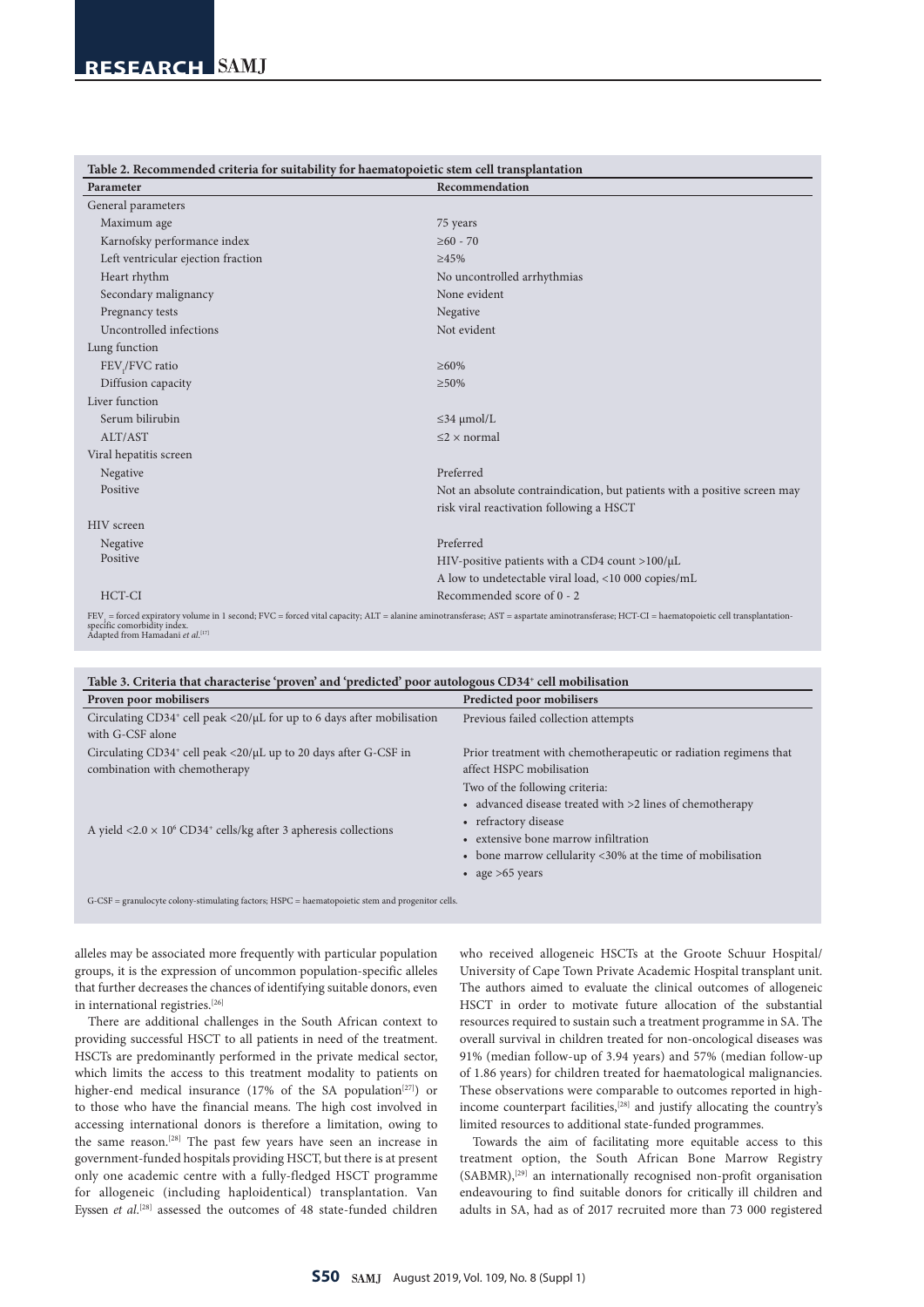**Table 2. Recommended criteria for suitability for haematopoietic stem cell transplantation**

| Parameter | Recommendation |
|---|---|
| General parameters | |
| Maximum age | 75 years |
| Karnofsky performance index | ≥60 - 70 |
| Left ventricular ejection fraction | ≥45% |
| Heart rhythm | No uncontrolled arrhythmias |
| Secondary malignancy | None evident |
| Pregnancy tests | Negative |
| Uncontrolled infections | Not evident |
| Lung function | |
| $FEV_1$/FVC ratio | ≥60% |
| Diffusion capacity | ≥50% |
| Liver function | |
| Serum bilirubin | ≤34 µmol/L |
| ALT/AST | ≤2 × normal |
| Viral hepatitis screen | |
| Negative | Preferred |
| Positive | Not an absolute contraindication, but patients with a positive screen may risk viral reactivation following a HSCT |
| HIV screen | |
| Negative | Preferred |
| Positive | HIV-positive patients with a CD4 count >100/µL<br>A low to undetectable viral load, <10 000 copies/mL |
| HCT-CI | Recommended score of 0 - 2 |

$FEV_1$ = forced expiratory volume in 1 second; FVC = forced vital capacity; ALT = alanine aminotransferase; AST = aspartate aminotransferase; HCT-CI = haematopoietic cell transplantation-specific comorbidity index.
Adapted from Hamadani *et al.*[17]

**Table 3. Criteria that characterise 'proven' and 'predicted' poor autologous $CD34^+$ cell mobilisation**

| Proven poor mobilisers | Predicted poor mobilisers |
|---|---|
| Circulating $CD34^+$ cell peak <20/µL for up to 6 days after mobilisation with G-CSF alone | Previous failed collection attempts |
| Circulating $CD34^+$ cell peak <20/µL up to 20 days after G-CSF in combination with chemotherapy | Prior treatment with chemotherapeutic or radiation regimens that affect HSPC mobilisation |
| A yield <2.0 × $10^6$ $CD34^+$ cells/kg after 3 apheresis collections | Two of the following criteria:<br>• advanced disease treated with >2 lines of chemotherapy<br>• refractory disease<br>• extensive bone marrow infiltration<br>• bone marrow cellularity <30% at the time of mobilisation<br>• age >65 years |

G-CSF = granulocyte colony-stimulating factors; HSPC = haematopoietic stem and progenitor cells.

alleles may be associated more frequently with particular population groups, it is the expression of uncommon population-specific alleles that further decreases the chances of identifying suitable donors, even in international registries.[26]

There are additional challenges in the South African context to providing successful HSCT to all patients in need of the treatment. HSCTs are predominantly performed in the private medical sector, which limits the access to this treatment modality to patients on higher-end medical insurance (17% of the SA population[27]) or to those who have the financial means. The high cost involved in accessing international donors is therefore a limitation, owing to the same reason.[28] The past few years have seen an increase in government-funded hospitals providing HSCT, but there is at present only one academic centre with a fully-fledged HSCT programme for allogeneic (including haploidentical) transplantation. Van Eyssen *et al.*[28] assessed the outcomes of 48 state-funded children who received allogeneic HSCTs at the Groote Schuur Hospital/University of Cape Town Private Academic Hospital transplant unit. The authors aimed to evaluate the clinical outcomes of allogeneic HSCT in order to motivate future allocation of the substantial resources required to sustain such a treatment programme in SA. The overall survival in children treated for non-oncological diseases was 91% (median follow-up of 3.94 years) and 57% (median follow-up of 1.86 years) for children treated for haematological malignancies. These observations were comparable to outcomes reported in high-income counterpart facilities,[28] and justify allocating the country's limited resources to additional state-funded programmes.

Towards the aim of facilitating more equitable access to this treatment option, the South African Bone Marrow Registry (SABMR),[29] an internationally recognised non-profit organisation endeavouring to find suitable donors for critically ill children and adults in SA, had as of 2017 recruited more than 73 000 registered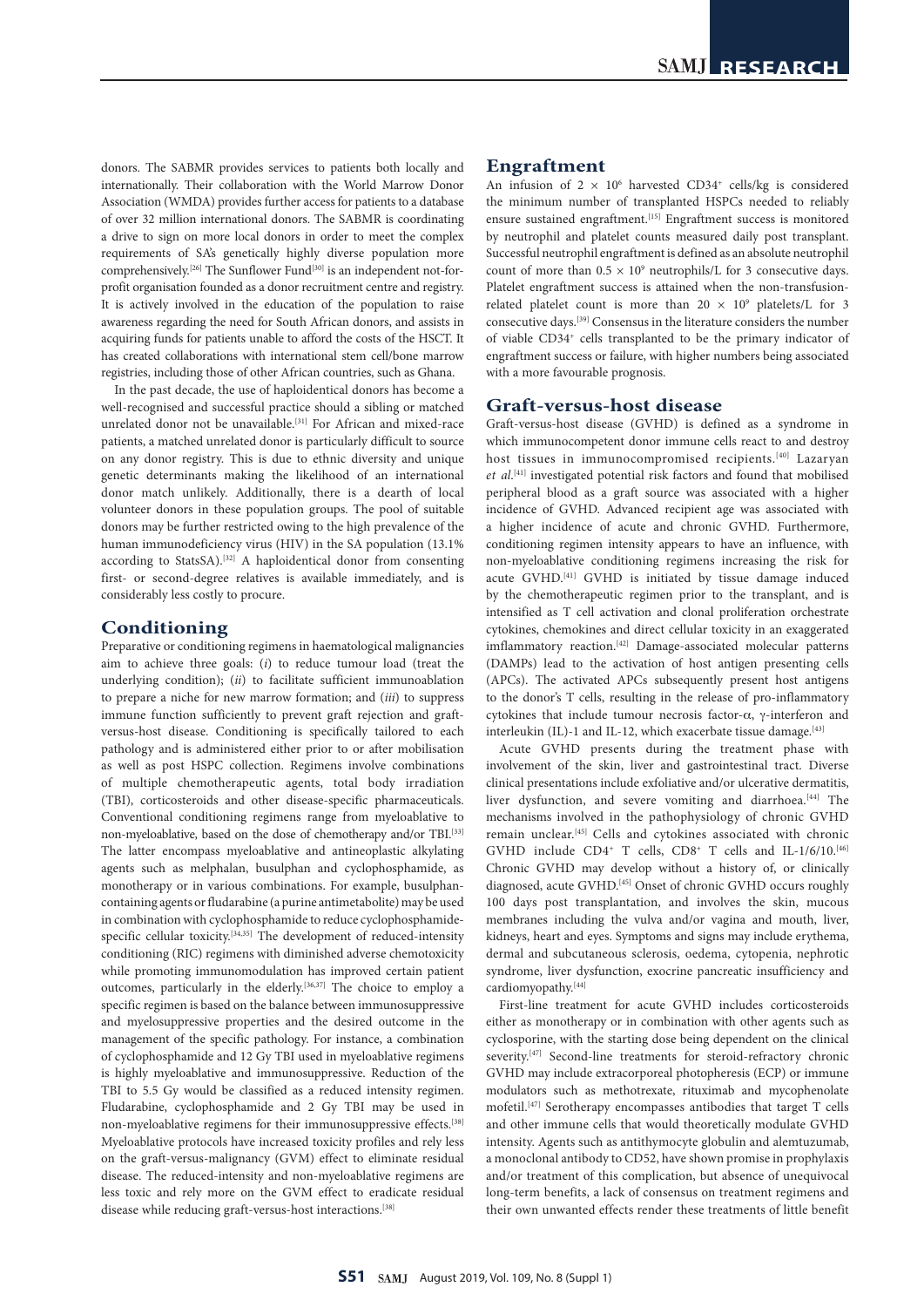donors. The SABMR provides services to patients both locally and internationally. Their collaboration with the World Marrow Donor Association (WMDA) provides further access for patients to a database of over 32 million international donors. The SABMR is coordinating a drive to sign on more local donors in order to meet the complex requirements of SA's genetically highly diverse population more comprehensively.[26] The Sunflower Fund[30] is an independent not-for-profit organisation founded as a donor recruitment centre and registry. It is actively involved in the education of the population to raise awareness regarding the need for South African donors, and assists in acquiring funds for patients unable to afford the costs of the HSCT. It has created collaborations with international stem cell/bone marrow registries, including those of other African countries, such as Ghana.

In the past decade, the use of haploidentical donors has become a well-recognised and successful practice should a sibling or matched unrelated donor not be unavailable.[31] For African and mixed-race patients, a matched unrelated donor is particularly difficult to source on any donor registry. This is due to ethnic diversity and unique genetic determinants making the likelihood of an international donor match unlikely. Additionally, there is a dearth of local volunteer donors in these population groups. The pool of suitable donors may be further restricted owing to the high prevalence of the human immunodeficiency virus (HIV) in the SA population (13.1% according to StatsSA).[32] A haploidentical donor from consenting first- or second-degree relatives is available immediately, and is considerably less costly to procure.

## Conditioning

Preparative or conditioning regimens in haematological malignancies aim to achieve three goals: (*i*) to reduce tumour load (treat the underlying condition); (*ii*) to facilitate sufficient immunoablation to prepare a niche for new marrow formation; and (*iii*) to suppress immune function sufficiently to prevent graft rejection and graft-versus-host disease. Conditioning is specifically tailored to each pathology and is administered either prior to or after mobilisation as well as post HSPC collection. Regimens involve combinations of multiple chemotherapeutic agents, total body irradiation (TBI), corticosteroids and other disease-specific pharmaceuticals. Conventional conditioning regimens range from myeloablative to non-myeloablative, based on the dose of chemotherapy and/or TBI.[33] The latter encompass myeloablative and antineoplastic alkylating agents such as melphalan, busulphan and cyclophosphamide, as monotherapy or in various combinations. For example, busulphan-containing agents or fludarabine (a purine antimetabolite) may be used in combination with cyclophosphamide to reduce cyclophosphamide-specific cellular toxicity.[34,35] The development of reduced-intensity conditioning (RIC) regimens with diminished adverse chemotoxicity while promoting immunomodulation has improved certain patient outcomes, particularly in the elderly.[36,37] The choice to employ a specific regimen is based on the balance between immunosuppressive and myelosuppressive properties and the desired outcome in the management of the specific pathology. For instance, a combination of cyclophosphamide and 12 Gy TBI used in myeloablative regimens is highly myeloablative and immunosuppressive. Reduction of the TBI to 5.5 Gy would be classified as a reduced intensity regimen. Fludarabine, cyclophosphamide and 2 Gy TBI may be used in non-myeloablative regimens for their immunosuppressive effects.[38] Myeloablative protocols have increased toxicity profiles and rely less on the graft-versus-malignancy (GVM) effect to eliminate residual disease. The reduced-intensity and non-myeloablative regimens are less toxic and rely more on the GVM effect to eradicate residual disease while reducing graft-versus-host interactions.[38]

## Engraftment

An infusion of $2 \times 10^6$ harvested CD34$^+$ cells/kg is considered the minimum number of transplanted HSPCs needed to reliably ensure sustained engraftment.[15] Engraftment success is monitored by neutrophil and platelet counts measured daily post transplant. Successful neutrophil engraftment is defined as an absolute neutrophil count of more than $0.5 \times 10^9$ neutrophils/L for 3 consecutive days. Platelet engraftment success is attained when the non-transfusion-related platelet count is more than $20 \times 10^9$ platelets/L for 3 consecutive days.[39] Consensus in the literature considers the number of viable CD34$^+$ cells transplanted to be the primary indicator of engraftment success or failure, with higher numbers being associated with a more favourable prognosis.

## Graft-versus-host disease

Graft-versus-host disease (GVHD) is defined as a syndrome in which immunocompetent donor immune cells react to and destroy host tissues in immunocompromised recipients.[40] Lazaryan *et al.*[41] investigated potential risk factors and found that mobilised peripheral blood as a graft source was associated with a higher incidence of GVHD. Advanced recipient age was associated with a higher incidence of acute and chronic GVHD. Furthermore, conditioning regimen intensity appears to have an influence, with non-myeloablative conditioning regimens increasing the risk for acute GVHD.[41] GVHD is initiated by tissue damage induced by the chemotherapeutic regimen prior to the transplant, and is intensified as T cell activation and clonal proliferation orchestrate cytokines, chemokines and direct cellular toxicity in an exaggerated imflammatory reaction.[42] Damage-associated molecular patterns (DAMPs) lead to the activation of host antigen presenting cells (APCs). The activated APCs subsequently present host antigens to the donor's T cells, resulting in the release of pro-inflammatory cytokines that include tumour necrosis factor-α, γ-interferon and interleukin (IL)-1 and IL-12, which exacerbate tissue damage.[43]

Acute GVHD presents during the treatment phase with involvement of the skin, liver and gastrointestinal tract. Diverse clinical presentations include exfoliative and/or ulcerative dermatitis, liver dysfunction, and severe vomiting and diarrhoea.[44] The mechanisms involved in the pathophysiology of chronic GVHD remain unclear.[45] Cells and cytokines associated with chronic GVHD include CD4$^+$ T cells, CD8$^+$ T cells and IL-1/6/10.[46] Chronic GVHD may develop without a history of, or clinically diagnosed, acute GVHD.[45] Onset of chronic GVHD occurs roughly 100 days post transplantation, and involves the skin, mucous membranes including the vulva and/or vagina and mouth, liver, kidneys, heart and eyes. Symptoms and signs may include erythema, dermal and subcutaneous sclerosis, oedema, cytopenia, nephrotic syndrome, liver dysfunction, exocrine pancreatic insufficiency and cardiomyopathy.[44]

First-line treatment for acute GVHD includes corticosteroids either as monotherapy or in combination with other agents such as cyclosporine, with the starting dose being dependent on the clinical severity.[47] Second-line treatments for steroid-refractory chronic GVHD may include extracorporeal photopheresis (ECP) or immune modulators such as methotrexate, rituximab and mycophenolate mofetil.[47] Serotherapy encompasses antibodies that target T cells and other immune cells that would theoretically modulate GVHD intensity. Agents such as antithymocyte globulin and alemtuzumab, a monoclonal antibody to CD52, have shown promise in prophylaxis and/or treatment of this complication, but absence of unequivocal long-term benefits, a lack of consensus on treatment regimens and their own unwanted effects render these treatments of little benefit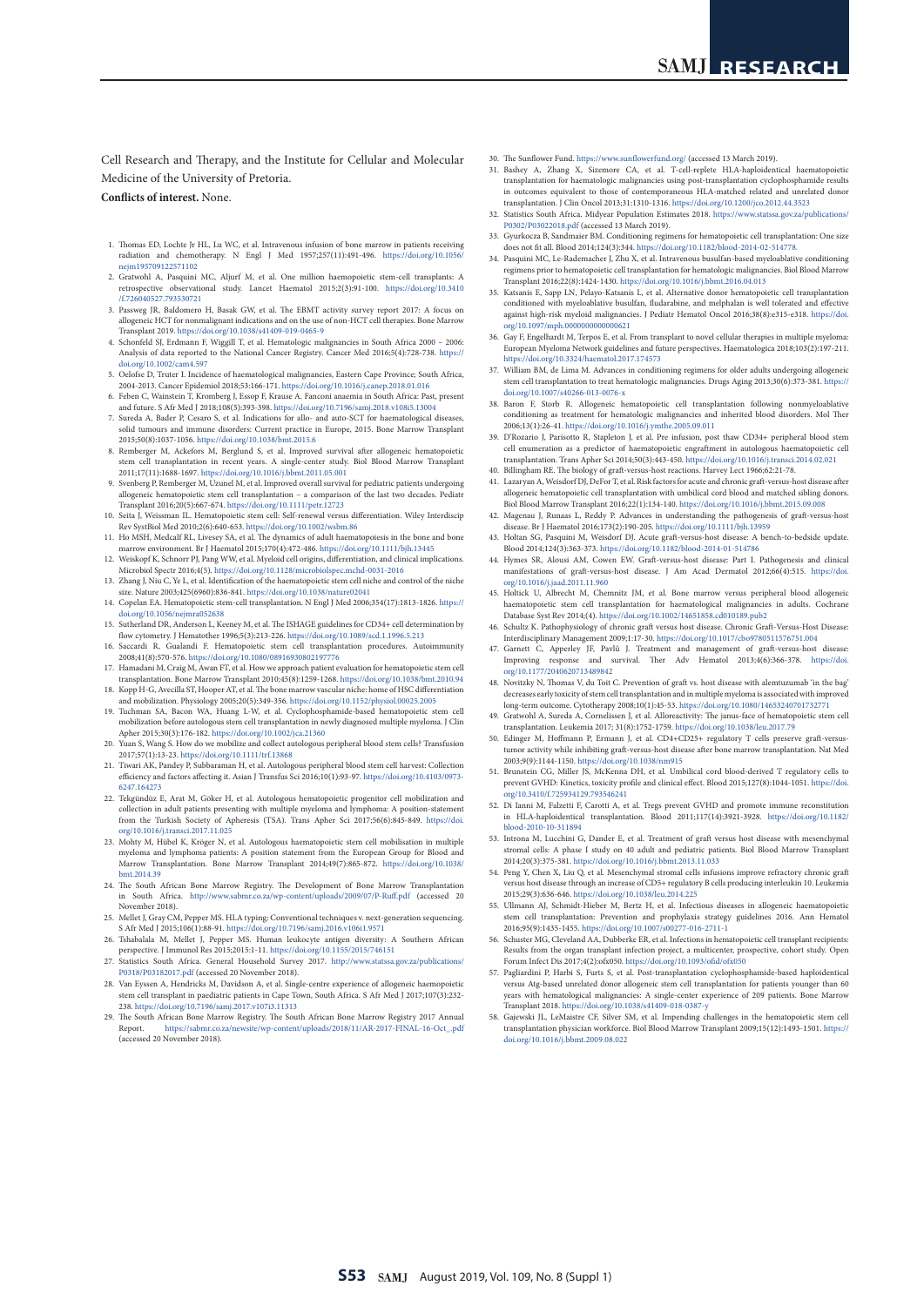Cell Research and Therapy, and the Institute for Cellular and Molecular Medicine of the University of Pretoria.

**Conflicts of interest.** None.

1. Thomas ED, Lochte Jr HL, Lu WC, et al. Intravenous infusion of bone marrow in patients receiving radiation and chemotherapy. N Engl J Med 1957;257(11):491-496. https://doi.org/10.1056/nejm195709122571102
2. Gratwohl A, Pasquini MC, Aljurf M, et al. One million haemopoietic stem-cell transplants: A retrospective observational study. Lancet Haematol 2015;2(3):91-100. https://doi.org/10.3410/f.726040527.793530721
3. Passweg JR, Baldomero H, Basak GW, et al. The EBMT activity survey report 2017: A focus on allogeneic HCT for nonmalignant indications and on the use of non-HCT cell therapies. Bone Marrow Transplant 2019. https://doi.org/10.1038/s41409-019-0465-9
4. Schonfeld SJ, Erdmann F, Wiggill T, et al. Hematologic malignancies in South Africa 2000 – 2006: Analysis of data reported to the National Cancer Registry. Cancer Med 2016;5(4):728-738. https://doi.org/10.1002/cam4.597
5. Oelofse D, Truter I. Incidence of haematological malignancies, Eastern Cape Province; South Africa, 2004-2013. Cancer Epidemiol 2018;53:166-171. https://doi.org/10.1016/j.canep.2018.01.016
6. Feben C, Wainstein T, Kromberg J, Essop F, Krause A. Fanconi anaemia in South Africa: Past, present and future. S Afr Med J 2018;108(5):393-398. https://doi.org/10.7196/samj.2018.v108i5.13004
7. Sureda A, Bader P, Cesaro S, et al. Indications for allo- and auto-SCT for haematological diseases, solid tumours and immune disorders: Current practice in Europe, 2015. Bone Marrow Transplant 2015;50(8):1037-1056. https://doi.org/10.1038/bmt.2015.6
8. Remberger M, Ackefors M, Berglund S, et al. Improved survival after allogeneic hematopoietic stem cell transplantation in recent years. A single-center study. Biol Blood Marrow Transplant 2011;17(11):1688-1697. https://doi.org/10.1016/j.bbmt.2011.05.001
9. Svenberg P, Remberger M, Uzunel M, et al. Improved overall survival for pediatric patients undergoing allogeneic hematopoietic stem cell transplantation – a comparison of the last two decades. Pediatr Transplant 2016;20(5):667-674. https://doi.org/10.1111/petr.12723
10. Seita J, Weissman IL. Hematopoietic stem cell: Self-renewal versus differentiation. Wiley Interdiscip Rev SystBiol Med 2010;2(6):640-653. https://doi.org/10.1002/wsbm.86
11. Ho MSH, Medcalf RL, Livesey SA, et al. The dynamics of adult haematopoiesis in the bone and bone marrow environment. Br J Haematol 2015;170(4):472-486. https://doi.org/10.1111/bjh.13445
12. Weiskopf K, Schnorr PJ, Pang WW, et al. Myeloid cell origins, differentiation, and clinical implications. Microbiol Spectr 2016;4(5). https://doi.org/10.1128/microbiolspec.mchd-0031-2016
13. Zhang J, Niu C, Ye L, et al. Identification of the haematopoietic stem cell niche and control of the niche size. Nature 2003;425(6960):836-841. https://doi.org/10.1038/nature02041
14. Copelan EA. Hematopoietic stem-cell transplantation. N Engl J Med 2006;354(17):1813-1826. https://doi.org/10.1056/nejmra052638
15. Sutherland DR, Anderson L, Keeney M, et al. The ISHAGE guidelines for CD34+ cell determination by flow cytometry. J Hematother 1996;5(3):213-226. https://doi.org/10.1089/scd.1.1996.5.213
16. Saccardi R, Gualandi F. Hematopoietic stem cell transplantation procedures. Autoimmunity 2008;41(8):570-576. https://doi.org/10.1080/08916930802197776
17. Hamadani M, Craig M, Awan FT, et al. How we approach patient evaluation for hematopoietic stem cell transplantation. Bone Marrow Transplant 2010;45(8):1259-1268. https://doi.org/10.1038/bmt.2010.94
18. Kopp H-G, Avecilla ST, Hooper AT, et al. The bone marrow vascular niche: home of HSC differentiation and mobilization. Physiology 2005;20(5):349-356. https://doi.org/10.1152/physiol.00025.2005
19. Tuchman SA, Bacon WA, Huang L-W, et al. Cyclophosphamide-based hematopoietic stem cell mobilization before autologous stem cell transplantation in newly diagnosed multiple myeloma. J Clin Apher 2015;30(3):176-182. https://doi.org/10.1002/jca.21360
20. Yuan S, Wang S. How do we mobilize and collect autologous peripheral blood stem cells? Transfusion 2017;57(1):13-23. https://doi.org/10.1111/trf.13868
21. Tiwari AK, Pandey P, Subbaraman H, et al. Autologous peripheral blood stem cell harvest: Collection efficiency and factors affecting it. Asian J Transfus Sci 2016;10(1):93-97. https://doi.org/10.4103/0973-6247.164273
22. Tekgündüz E, Arat M, Göker H, et al. Autologous hematopoietic progenitor cell mobilization and collection in adult patients presenting with multiple myeloma and lymphoma: A position-statement from the Turkish Society of Apheresis (TSA). Trans Apher Sci 2017;56(6):845-849. https://doi.org/10.1016/j.transci.2017.11.025
23. Mohty M, Hübel K, Kröger N, et al. Autologous haematopoietic stem cell mobilisation in multiple myeloma and lymphoma patients: A position statement from the European Group for Blood and Marrow Transplantation. Bone Marrow Transplant 2014;49(7):865-872. https://doi.org/10.1038/bmt.2014.39
24. The South African Bone Marrow Registry. The Development of Bone Marrow Transplantation in South Africa. http://www.sabmr.co.za/wp-content/uploads/2009/07/P-Ruff.pdf (accessed 20 November 2018).
25. Mellet J, Gray CM, Pepper MS. HLA typing: Conventional techniques v. next-generation sequencing. S Afr Med J 2015;106(1):88-91. https://doi.org/10.7196/samj.2016.v106i1.9571
26. Tshabalala M, Mellet J, Pepper MS. Human leukocyte antigen diversity: A Southern African perspective. J Immunol Res 2015;2015:1-11. https://doi.org/10.1155/2015/746151
27. Statistics South Africa. General Household Survey 2017. http://www.statssa.gov.za/publications/P0318/P03182017.pdf (accessed 20 November 2018).
28. Van Eyssen A, Hendricks M, Davidson A, et al. Single-centre experience of allogeneic haemopoietic stem cell transplant in paediatric patients in Cape Town, South Africa. S Afr Med J 2017;107(3):232-238. https://doi.org/10.7196/samj.2017.v107i3.11313
29. The South African Bone Marrow Registry. The South African Bone Marrow Registry 2017 Annual Report. https://sabmr.co.za/newsite/wp-content/uploads/2018/11/AR-2017-FINAL-16-Oct_.pdf (accessed 20 November 2018).
30. The Sunflower Fund. https://www.sunflowerfund.org/ (accessed 13 March 2019).
31. Bashey A, Zhang X, Sizemore CA, et al. T-cell-replete HLA-haploidentical haematopoietic transplantation for haematologic malignancies using post-transplantation cyclophosphamide results in outcomes equivalent to those of contemporaneous HLA-matched related and unrelated donor transplantation. J Clin Oncol 2013;31:1310-1316. https://doi.org/10.1200/jco.2012.44.3523
32. Statistics South Africa. Midyear Population Estimates 2018. https://www.statssa.gov.za/publications/P0302/P03022018.pdf (accessed 13 March 2019).
33. Gyurkocza B, Sandmaier BM. Conditioning regimens for hematopoietic cell transplantation: One size does not fit all. Blood 2014;124(3):344. https://doi.org/10.1182/blood-2014-02-514778.
34. Pasquini MC, Le-Rademacher J, Zhu X, et al. Intravenous busulfan-based myeloablative conditioning regimens prior to hematopoietic cell transplantation for hematologic malignancies. Biol Blood Marrow Transplant 2016;22(8):1424-1430. https://doi.org/10.1016/j.bbmt.2016.04.013
35. Katsanis E, Sapp LN, Pelayo-Katsanis L, et al. Alternative donor hematopoietic cell transplantation conditioned with myeloablative busulfan, fludarabine, and melphalan is well tolerated and effective against high-risk myeloid malignancies. J Pediatr Hematol Oncol 2016;38(8):e315-e318. https://doi.org/10.1097/mph.0000000000000621
36. Gay F, Engelhardt M, Terpos E, et al. From transplant to novel cellular therapies in multiple myeloma: European Myeloma Network guidelines and future perspectives. Haematologica 2018;103(2):197-211. https://doi.org/10.3324/haematol.2017.174573
37. William BM, de Lima M. Advances in conditioning regimens for older adults undergoing allogeneic stem cell transplantation to treat hematologic malignancies. Drugs Aging 2013;30(6):373-381. https://doi.org/10.1007/s40266-013-0076-x
38. Baron F, Storb R. Allogeneic hematopoietic cell transplantation following nonmyeloablative conditioning as treatment for hematologic malignancies and inherited blood disorders. Mol Ther 2006;13(1):26-41. https://doi.org/10.1016/j.ymthe.2005.09.011
39. D'Rozario J, Parisotto R, Stapleton J, et al. Pre infusion, post thaw CD34+ peripheral blood stem cell enumeration as a predictor of haematopoietic engraftment in autologous haematopoietic cell transplantation. Trans Apher Sci 2014;50(3):443-450. https://doi.org/10.1016/j.transci.2014.02.021
40. Billingham RE. The biology of graft-versus-host reactions. Harvey Lect 1966;62:21-78.
41. Lazaryan A, Weisdorf DJ, DeFor T, et al. Risk factors for acute and chronic graft-versus-host disease after allogeneic hematopoietic cell transplantation with umbilical cord blood and matched sibling donors. Biol Blood Marrow Transplant 2016;22(1):134-140. https://doi.org/10.1016/j.bbmt.2015.09.008
42. Magenau J, Runaas L, Reddy P. Advances in understanding the pathogenesis of graft-versus-host disease. Br J Haematol 2016;173(2):190-205. https://doi.org/10.1111/bjh.13959
43. Holtan SG, Pasquini M, Weisdorf DJ. Acute graft-versus-host disease: A bench-to-bedside update. Blood 2014;124(3):363-373. https://doi.org/10.1182/blood-2014-01-514786
44. Hymes SR, Alousi AM, Cowen EW. Graft-versus-host disease: Part I. Pathogenesis and clinical manifestations of graft-versus-host disease. J Am Acad Dermatol 2012;66(4):515. https://doi.org/10.1016/j.jaad.2011.11.960
45. Holtick U, Albrecht M, Chemnitz JM, et al. Bone marrow versus peripheral blood allogeneic haematopoietic stem cell transplantation for haematological malignancies in adults. Cochrane Database Syst Rev 2014;(4). https://doi.org/10.1002/14651858.cd010189.pub2
46. Schultz K. Pathophysiology of chronic graft versus host disease. Chronic Graft-Versus-Host Disease: Interdisciplinary Management 2009;1:17-30. https://doi.org/10.1017/cbo9780511576751.004
47. Garnett C, Apperley JF, Pavlů J. Treatment and management of graft-versus-host disease: Improving response and survival. Ther Adv Hematol 2013;4(6):366-378. https://doi.org/10.1177/2040620713489842
48. Novitzky N, Thomas V, du Toit C. Prevention of graft vs. host disease with alemtuzumab 'in the bag' decreases early toxicity of stem cell transplantation and in multiple myeloma is associated with improved long-term outcome. Cytotherapy 2008;10(1):45-53. https://doi.org/10.1080/14653240701732771
49. Gratwohl A, Sureda A, Cornelissen J, et al. Alloreactivity: The janus-face of hematopoietic stem cell transplantation. Leukemia 2017; 31(8):1752-1759. https://doi.org/10.1038/leu.2017.79
50. Edinger M, Hoffmann P, Ermann J, et al. CD4+CD25+ regulatory T cells preserve graft-versus-tumor activity while inhibiting graft-versus-host disease after bone marrow transplantation. Nat Med 2003;9(9):1144-1150. https://doi.org/10.1038/nm915
51. Brunstein CG, Miller JS, McKenna DH, et al. Umbilical cord blood-derived T regulatory cells to prevent GVHD: Kinetics, toxicity profile and clinical effect. Blood 2015;127(8):1044-1051. https://doi.org/10.3410/f.725934129.793546241
52. Di Ianni M, Falzetti F, Carotti A, et al. Tregs prevent GVHD and promote immune reconstitution in HLA-haploidentical transplantation. Blood 2011;117(14):3921-3928. https://doi.org/10.1182/blood-2010-10-311894
53. Introna M, Lucchini G, Dander E, et al. Treatment of graft versus host disease with mesenchymal stromal cells: A phase I study on 40 adult and pediatric patients. Biol Blood Marrow Transplant 2014;20(3):375-381. https://doi.org/10.1016/j.bbmt.2013.11.033
54. Peng Y, Chen X, Liu Q, et al. Mesenchymal stromal cells infusions improve refractory chronic graft versus host disease through an increase of CD5+ regulatory B cells producing interleukin 10. Leukemia 2015;29(3):636-646. https://doi.org/10.1038/leu.2014.225
55. Ullmann AJ, Schmidt-Hieber M, Bertz H, et al. Infectious diseases in allogeneic haematopoietic stem cell transplantation: Prevention and prophylaxis strategy guidelines 2016. Ann Hematol 2016;95(9):1435-1455. https://doi.org/10.1007/s00277-016-2711-1
56. Schuster MG, Cleveland AA, Dubberke ER, et al. Infections in hematopoietic cell transplant recipients: Results from the organ transplant infection project, a multicenter, prospective, cohort study. Open Forum Infect Dis 2017;4(2):ofx050. https://doi.org/10.1093/ofid/ofx050
57. Pagliardini P, Harbi S, Furts S, et al. Post-transplantation cyclophosphamide-based haploidentical versus Atg-based unrelated donor allogeneic stem cell transplantation for patients younger than 60 years with hematological malignancies: A single-center experience of 209 patients. Bone Marrow Transplant 2018. https://doi.org/10.1038/s41409-018-0387-y
58. Gajewski JL, LeMaistre CF, Silver SM, et al. Impending challenges in the hematopoietic stem cell transplantation physician workforce. Biol Blood Marrow Transplant 2009;15(12):1493-1501. https://doi.org/10.1016/j.bbmt.2009.08.022